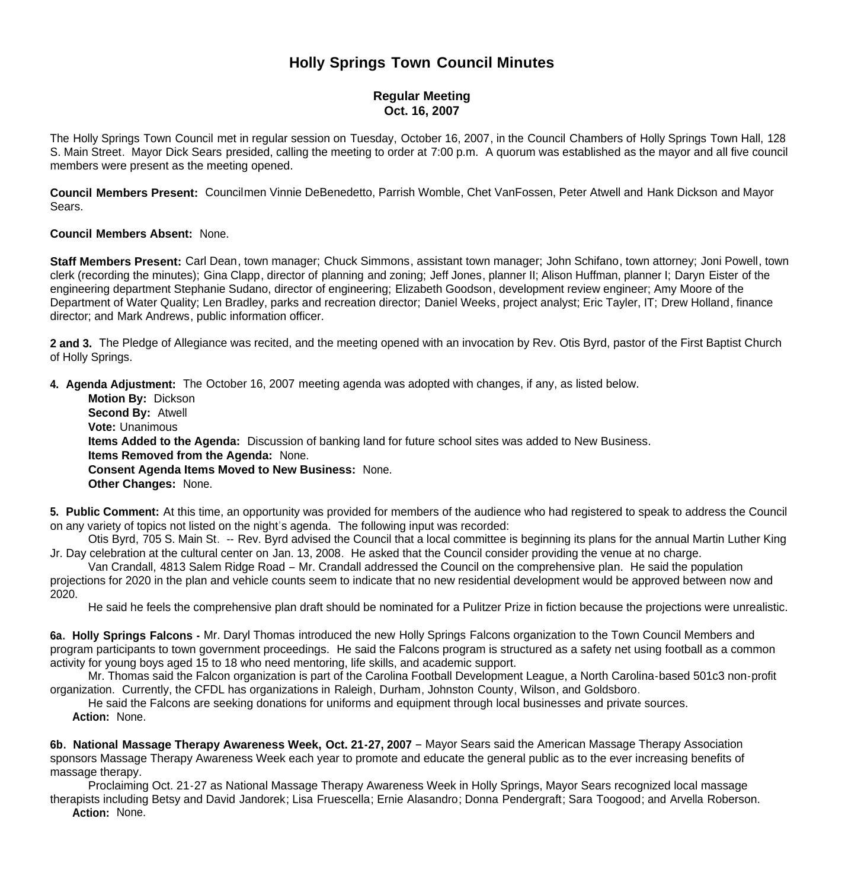# Holly Springs Town Council Minutes

### Regular Meeting
### Oct. 16, 2007

The Holly Springs Town Council met in regular session on Tuesday, October 16, 2007, in the Council Chambers of Holly Springs Town Hall, 128 S. Main Street. Mayor Dick Sears presided, calling the meeting to order at 7:00 p.m. A quorum was established as the mayor and all five council members were present as the meeting opened.

**Council Members Present:** Councilmen Vinnie DeBenedetto, Parrish Womble, Chet VanFossen, Peter Atwell and Hank Dickson and Mayor Sears.

**Council Members Absent:** None.

**Staff Members Present:** Carl Dean, town manager; Chuck Simmons, assistant town manager; John Schifano, town attorney; Joni Powell, town clerk (recording the minutes); Gina Clapp, director of planning and zoning; Jeff Jones, planner II; Alison Huffman, planner I; Daryn Eister of the engineering department Stephanie Sudano, director of engineering; Elizabeth Goodson, development review engineer; Amy Moore of the Department of Water Quality; Len Bradley, parks and recreation director; Daniel Weeks, project analyst; Eric Tayler, IT; Drew Holland, finance director; and Mark Andrews, public information officer.

**2 and 3.** The Pledge of Allegiance was recited, and the meeting opened with an invocation by Rev. Otis Byrd, pastor of the First Baptist Church of Holly Springs.

**4. Agenda Adjustment:** The October 16, 2007 meeting agenda was adopted with changes, if any, as listed below.

**Motion By:** Dickson
**Second By:** Atwell
**Vote:** Unanimous
**Items Added to the Agenda:** Discussion of banking land for future school sites was added to New Business.
**Items Removed from the Agenda:** None.
**Consent Agenda Items Moved to New Business:** None.
**Other Changes:** None.

**5. Public Comment:** At this time, an opportunity was provided for members of the audience who had registered to speak to address the Council on any variety of topics not listed on the night's agenda. The following input was recorded:

Otis Byrd, 705 S. Main St. -- Rev. Byrd advised the Council that a local committee is beginning its plans for the annual Martin Luther King Jr. Day celebration at the cultural center on Jan. 13, 2008. He asked that the Council consider providing the venue at no charge.

Van Crandall, 4813 Salem Ridge Road – Mr. Crandall addressed the Council on the comprehensive plan. He said the population projections for 2020 in the plan and vehicle counts seem to indicate that no new residential development would be approved between now and 2020.

He said he feels the comprehensive plan draft should be nominated for a Pulitzer Prize in fiction because the projections were unrealistic.

**6a. Holly Springs Falcons -** Mr. Daryl Thomas introduced the new Holly Springs Falcons organization to the Town Council Members and program participants to town government proceedings. He said the Falcons program is structured as a safety net using football as a common activity for young boys aged 15 to 18 who need mentoring, life skills, and academic support.

Mr. Thomas said the Falcon organization is part of the Carolina Football Development League, a North Carolina-based 501c3 non-profit organization. Currently, the CFDL has organizations in Raleigh, Durham, Johnston County, Wilson, and Goldsboro.

He said the Falcons are seeking donations for uniforms and equipment through local businesses and private sources.

**Action:** None.

**6b. National Massage Therapy Awareness Week, Oct. 21-27, 2007** – Mayor Sears said the American Massage Therapy Association sponsors Massage Therapy Awareness Week each year to promote and educate the general public as to the ever increasing benefits of massage therapy.

Proclaiming Oct. 21-27 as National Massage Therapy Awareness Week in Holly Springs, Mayor Sears recognized local massage therapists including Betsy and David Jandorek; Lisa Fruescella; Ernie Alasandro; Donna Pendergraft; Sara Toogood; and Arvella Roberson.

**Action:** None.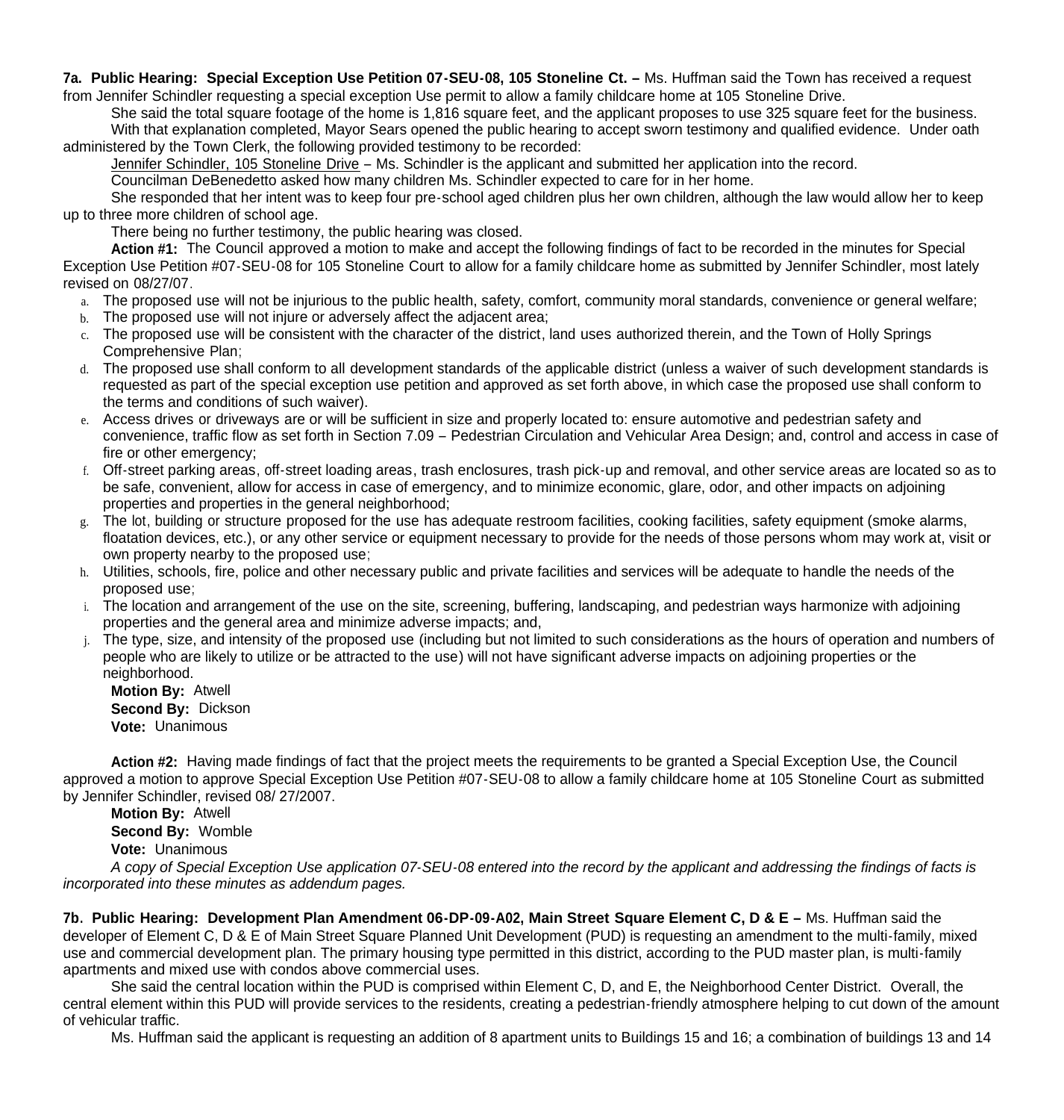**7a. Public Hearing: Special Exception Use Petition 07-SEU-08, 105 Stoneline Ct. –** Ms. Huffman said the Town has received a request from Jennifer Schindler requesting a special exception Use permit to allow a family childcare home at 105 Stoneline Drive.

She said the total square footage of the home is 1,816 square feet, and the applicant proposes to use 325 square feet for the business.

With that explanation completed, Mayor Sears opened the public hearing to accept sworn testimony and qualified evidence. Under oath administered by the Town Clerk, the following provided testimony to be recorded:

Jennifer Schindler, 105 Stoneline Drive – Ms. Schindler is the applicant and submitted her application into the record.

Councilman DeBenedetto asked how many children Ms. Schindler expected to care for in her home.

She responded that her intent was to keep four pre-school aged children plus her own children, although the law would allow her to keep up to three more children of school age.

There being no further testimony, the public hearing was closed.

**Action #1:** The Council approved a motion to make and accept the following findings of fact to be recorded in the minutes for Special Exception Use Petition #07-SEU-08 for 105 Stoneline Court to allow for a family childcare home as submitted by Jennifer Schindler, most lately revised on 08/27/07.

a. The proposed use will not be injurious to the public health, safety, comfort, community moral standards, convenience or general welfare;
b. The proposed use will not injure or adversely affect the adjacent area;
c. The proposed use will be consistent with the character of the district, land uses authorized therein, and the Town of Holly Springs Comprehensive Plan;
d. The proposed use shall conform to all development standards of the applicable district (unless a waiver of such development standards is requested as part of the special exception use petition and approved as set forth above, in which case the proposed use shall conform to the terms and conditions of such waiver).
e. Access drives or driveways are or will be sufficient in size and properly located to: ensure automotive and pedestrian safety and convenience, traffic flow as set forth in Section 7.09 – Pedestrian Circulation and Vehicular Area Design; and, control and access in case of fire or other emergency;
f. Off-street parking areas, off-street loading areas, trash enclosures, trash pick-up and removal, and other service areas are located so as to be safe, convenient, allow for access in case of emergency, and to minimize economic, glare, odor, and other impacts on adjoining properties and properties in the general neighborhood;
g. The lot, building or structure proposed for the use has adequate restroom facilities, cooking facilities, safety equipment (smoke alarms, floatation devices, etc.), or any other service or equipment necessary to provide for the needs of those persons whom may work at, visit or own property nearby to the proposed use;
h. Utilities, schools, fire, police and other necessary public and private facilities and services will be adequate to handle the needs of the proposed use;
i. The location and arrangement of the use on the site, screening, buffering, landscaping, and pedestrian ways harmonize with adjoining properties and the general area and minimize adverse impacts; and,
j. The type, size, and intensity of the proposed use (including but not limited to such considerations as the hours of operation and numbers of people who are likely to utilize or be attracted to the use) will not have significant adverse impacts on adjoining properties or the neighborhood.

**Motion By:** Atwell
**Second By:** Dickson
**Vote:** Unanimous

**Action #2:** Having made findings of fact that the project meets the requirements to be granted a Special Exception Use, the Council approved a motion to approve Special Exception Use Petition #07-SEU-08 to allow a family childcare home at 105 Stoneline Court as submitted by Jennifer Schindler, revised 08/ 27/2007.

**Motion By:** Atwell
**Second By:** Womble
**Vote:** Unanimous

*A copy of Special Exception Use application 07-SEU-08 entered into the record by the applicant and addressing the findings of facts is incorporated into these minutes as addendum pages.*

**7b. Public Hearing: Development Plan Amendment 06-DP-09-A02, Main Street Square Element C, D & E –** Ms. Huffman said the developer of Element C, D & E of Main Street Square Planned Unit Development (PUD) is requesting an amendment to the multi-family, mixed use and commercial development plan. The primary housing type permitted in this district, according to the PUD master plan, is multi-family apartments and mixed use with condos above commercial uses.

She said the central location within the PUD is comprised within Element C, D, and E, the Neighborhood Center District. Overall, the central element within this PUD will provide services to the residents, creating a pedestrian-friendly atmosphere helping to cut down of the amount of vehicular traffic.

Ms. Huffman said the applicant is requesting an addition of 8 apartment units to Buildings 15 and 16; a combination of buildings 13 and 14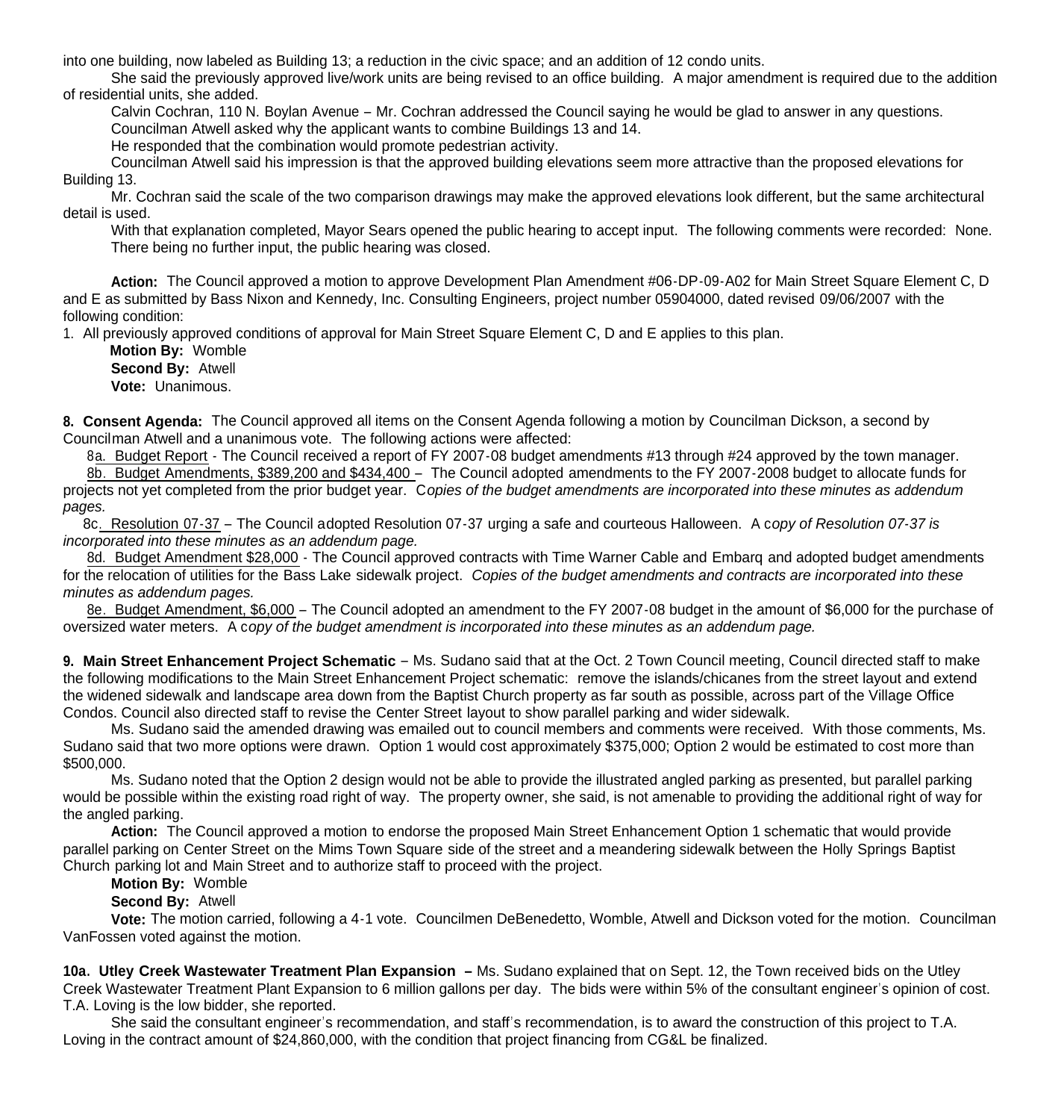into one building, now labeled as Building 13; a reduction in the civic space; and an addition of 12 condo units.

She said the previously approved live/work units are being revised to an office building. A major amendment is required due to the addition of residential units, she added.

Calvin Cochran, 110 N. Boylan Avenue – Mr. Cochran addressed the Council saying he would be glad to answer in any questions.

Councilman Atwell asked why the applicant wants to combine Buildings 13 and 14.

He responded that the combination would promote pedestrian activity.

Councilman Atwell said his impression is that the approved building elevations seem more attractive than the proposed elevations for Building 13.

Mr. Cochran said the scale of the two comparison drawings may make the approved elevations look different, but the same architectural detail is used.

With that explanation completed, Mayor Sears opened the public hearing to accept input. The following comments were recorded: None.

There being no further input, the public hearing was closed.

**Action:** The Council approved a motion to approve Development Plan Amendment #06-DP-09-A02 for Main Street Square Element C, D and E as submitted by Bass Nixon and Kennedy, Inc. Consulting Engineers, project number 05904000, dated revised 09/06/2007 with the following condition:

1. All previously approved conditions of approval for Main Street Square Element C, D and E applies to this plan.

**Motion By:** Womble
**Second By:** Atwell
**Vote:** Unanimous.

**8. Consent Agenda:** The Council approved all items on the Consent Agenda following a motion by Councilman Dickson, a second by Councilman Atwell and a unanimous vote. The following actions were affected:

8a. Budget Report - The Council received a report of FY 2007-08 budget amendments #13 through #24 approved by the town manager.

8b. Budget Amendments, $389,200 and $434,400 – The Council adopted amendments to the FY 2007-2008 budget to allocate funds for projects not yet completed from the prior budget year. C*opies of the budget amendments are incorporated into these minutes as addendum pages.*

8c. Resolution 07-37 – The Council adopted Resolution 07-37 urging a safe and courteous Halloween. A c*opy of Resolution 07-37 is incorporated into these minutes as an addendum page.*

8d. Budget Amendment $28,000 - The Council approved contracts with Time Warner Cable and Embarq and adopted budget amendments for the relocation of utilities for the Bass Lake sidewalk project. *Copies of the budget amendments and contracts are incorporated into these minutes as addendum pages.*

8e. Budget Amendment, $6,000 – The Council adopted an amendment to the FY 2007-08 budget in the amount of $6,000 for the purchase of oversized water meters. A c*opy of the budget amendment is incorporated into these minutes as an addendum page.*

**9. Main Street Enhancement Project Schematic** – Ms. Sudano said that at the Oct. 2 Town Council meeting, Council directed staff to make the following modifications to the Main Street Enhancement Project schematic: remove the islands/chicanes from the street layout and extend the widened sidewalk and landscape area down from the Baptist Church property as far south as possible, across part of the Village Office Condos. Council also directed staff to revise the Center Street layout to show parallel parking and wider sidewalk.

Ms. Sudano said the amended drawing was emailed out to council members and comments were received. With those comments, Ms. Sudano said that two more options were drawn. Option 1 would cost approximately $375,000; Option 2 would be estimated to cost more than $500,000.

Ms. Sudano noted that the Option 2 design would not be able to provide the illustrated angled parking as presented, but parallel parking would be possible within the existing road right of way. The property owner, she said, is not amenable to providing the additional right of way for the angled parking.

**Action:** The Council approved a motion to endorse the proposed Main Street Enhancement Option 1 schematic that would provide parallel parking on Center Street on the Mims Town Square side of the street and a meandering sidewalk between the Holly Springs Baptist Church parking lot and Main Street and to authorize staff to proceed with the project.

**Motion By:** Womble
**Second By:** Atwell
**Vote:** The motion carried, following a 4-1 vote. Councilmen DeBenedetto, Womble, Atwell and Dickson voted for the motion. Councilman VanFossen voted against the motion.

**10a. Utley Creek Wastewater Treatment Plan Expansion –** Ms. Sudano explained that on Sept. 12, the Town received bids on the Utley Creek Wastewater Treatment Plant Expansion to 6 million gallons per day. The bids were within 5% of the consultant engineer's opinion of cost. T.A. Loving is the low bidder, she reported.

She said the consultant engineer's recommendation, and staff's recommendation, is to award the construction of this project to T.A. Loving in the contract amount of $24,860,000, with the condition that project financing from CG&L be finalized.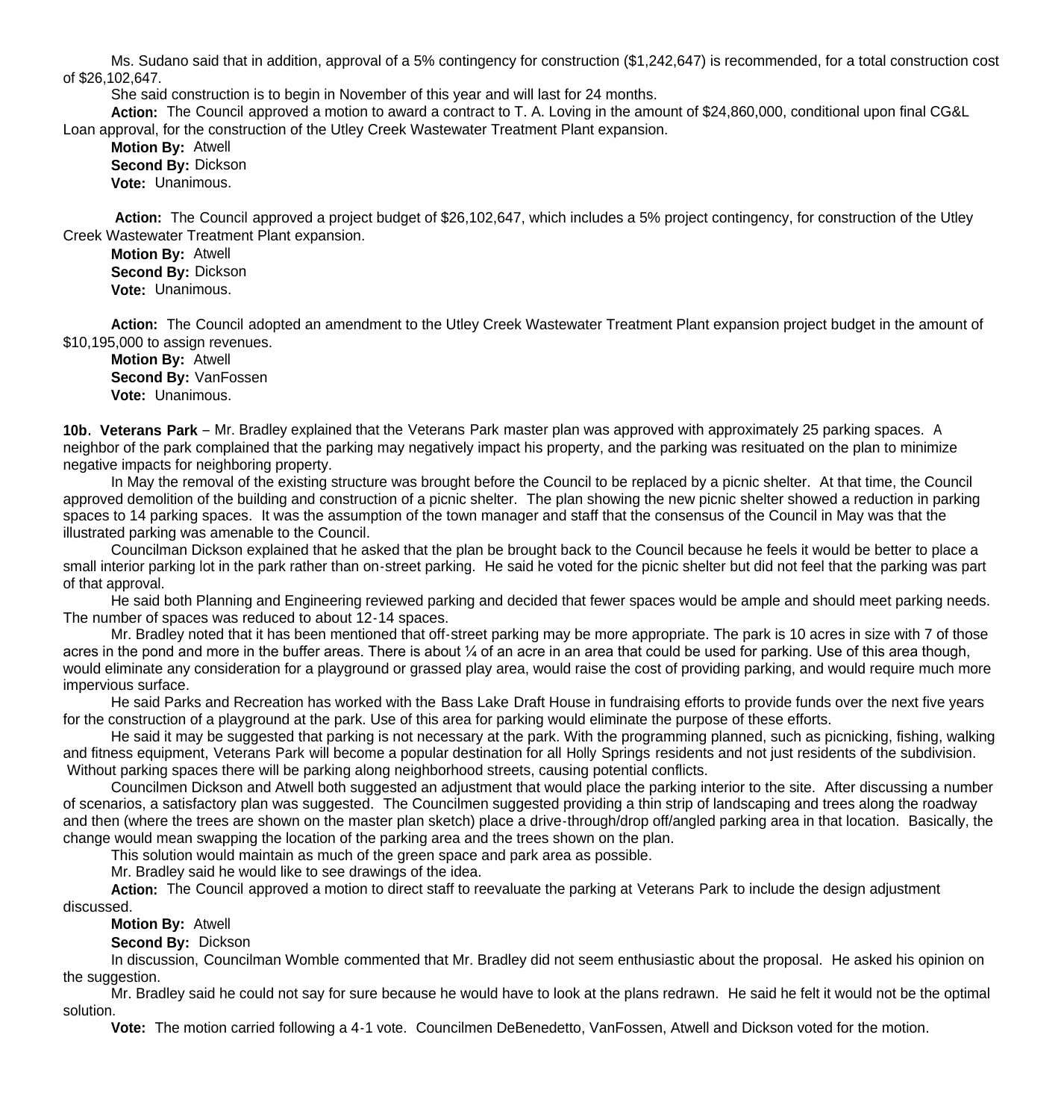Ms. Sudano said that in addition, approval of a 5% contingency for construction ($1,242,647) is recommended, for a total construction cost of $26,102,647.

She said construction is to begin in November of this year and will last for 24 months.

**Action:** The Council approved a motion to award a contract to T. A. Loving in the amount of $24,860,000, conditional upon final CG&L Loan approval, for the construction of the Utley Creek Wastewater Treatment Plant expansion.

**Motion By:** Atwell
**Second By:** Dickson
**Vote:** Unanimous.

**Action:** The Council approved a project budget of $26,102,647, which includes a 5% project contingency, for construction of the Utley Creek Wastewater Treatment Plant expansion.

**Motion By:** Atwell
**Second By:** Dickson
**Vote:** Unanimous.

**Action:** The Council adopted an amendment to the Utley Creek Wastewater Treatment Plant expansion project budget in the amount of $10,195,000 to assign revenues.

**Motion By:** Atwell
**Second By:** VanFossen
**Vote:** Unanimous.

**10b. Veterans Park** – Mr. Bradley explained that the Veterans Park master plan was approved with approximately 25 parking spaces. A neighbor of the park complained that the parking may negatively impact his property, and the parking was resituated on the plan to minimize negative impacts for neighboring property.

In May the removal of the existing structure was brought before the Council to be replaced by a picnic shelter. At that time, the Council approved demolition of the building and construction of a picnic shelter. The plan showing the new picnic shelter showed a reduction in parking spaces to 14 parking spaces. It was the assumption of the town manager and staff that the consensus of the Council in May was that the illustrated parking was amenable to the Council.

Councilman Dickson explained that he asked that the plan be brought back to the Council because he feels it would be better to place a small interior parking lot in the park rather than on-street parking. He said he voted for the picnic shelter but did not feel that the parking was part of that approval.

He said both Planning and Engineering reviewed parking and decided that fewer spaces would be ample and should meet parking needs. The number of spaces was reduced to about 12-14 spaces.

Mr. Bradley noted that it has been mentioned that off-street parking may be more appropriate. The park is 10 acres in size with 7 of those acres in the pond and more in the buffer areas. There is about ¼ of an acre in an area that could be used for parking. Use of this area though, would eliminate any consideration for a playground or grassed play area, would raise the cost of providing parking, and would require much more impervious surface.

He said Parks and Recreation has worked with the Bass Lake Draft House in fundraising efforts to provide funds over the next five years for the construction of a playground at the park. Use of this area for parking would eliminate the purpose of these efforts.

He said it may be suggested that parking is not necessary at the park. With the programming planned, such as picnicking, fishing, walking and fitness equipment, Veterans Park will become a popular destination for all Holly Springs residents and not just residents of the subdivision. Without parking spaces there will be parking along neighborhood streets, causing potential conflicts.

Councilmen Dickson and Atwell both suggested an adjustment that would place the parking interior to the site. After discussing a number of scenarios, a satisfactory plan was suggested. The Councilmen suggested providing a thin strip of landscaping and trees along the roadway and then (where the trees are shown on the master plan sketch) place a drive-through/drop off/angled parking area in that location. Basically, the change would mean swapping the location of the parking area and the trees shown on the plan.

This solution would maintain as much of the green space and park area as possible.

Mr. Bradley said he would like to see drawings of the idea.

**Action:** The Council approved a motion to direct staff to reevaluate the parking at Veterans Park to include the design adjustment discussed.

**Motion By:** Atwell

**Second By:** Dickson

In discussion, Councilman Womble commented that Mr. Bradley did not seem enthusiastic about the proposal. He asked his opinion on the suggestion.

Mr. Bradley said he could not say for sure because he would have to look at the plans redrawn. He said he felt it would not be the optimal solution.

**Vote:** The motion carried following a 4-1 vote. Councilmen DeBenedetto, VanFossen, Atwell and Dickson voted for the motion.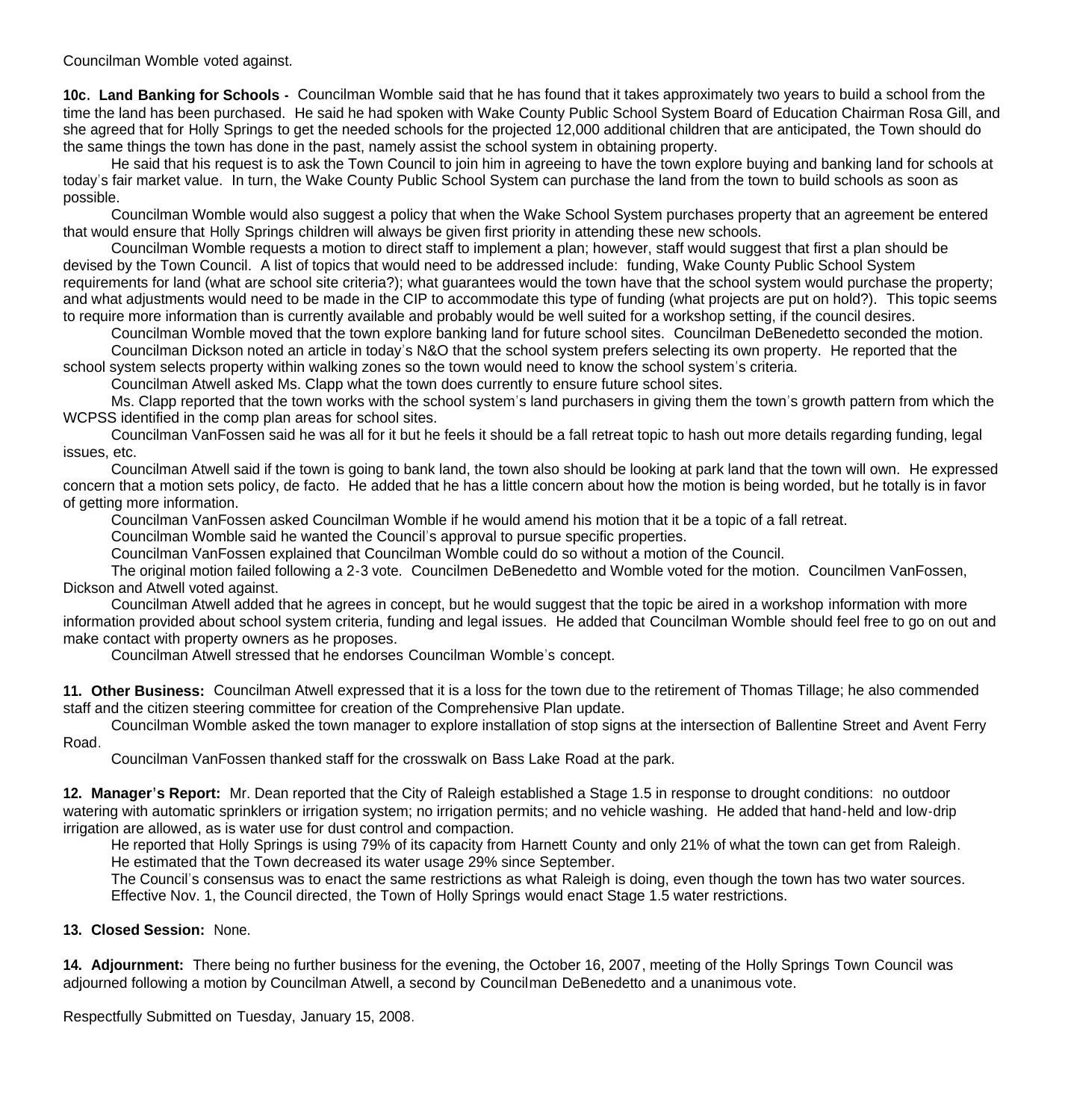Councilman Womble voted against.

**10c. Land Banking for Schools -** Councilman Womble said that he has found that it takes approximately two years to build a school from the time the land has been purchased. He said he had spoken with Wake County Public School System Board of Education Chairman Rosa Gill, and she agreed that for Holly Springs to get the needed schools for the projected 12,000 additional children that are anticipated, the Town should do the same things the town has done in the past, namely assist the school system in obtaining property.

He said that his request is to ask the Town Council to join him in agreeing to have the town explore buying and banking land for schools at today's fair market value. In turn, the Wake County Public School System can purchase the land from the town to build schools as soon as possible.

Councilman Womble would also suggest a policy that when the Wake School System purchases property that an agreement be entered that would ensure that Holly Springs children will always be given first priority in attending these new schools.

Councilman Womble requests a motion to direct staff to implement a plan; however, staff would suggest that first a plan should be devised by the Town Council. A list of topics that would need to be addressed include: funding, Wake County Public School System requirements for land (what are school site criteria?); what guarantees would the town have that the school system would purchase the property; and what adjustments would need to be made in the CIP to accommodate this type of funding (what projects are put on hold?). This topic seems to require more information than is currently available and probably would be well suited for a workshop setting, if the council desires.

Councilman Womble moved that the town explore banking land for future school sites. Councilman DeBenedetto seconded the motion.

Councilman Dickson noted an article in today's N&O that the school system prefers selecting its own property. He reported that the school system selects property within walking zones so the town would need to know the school system's criteria.

Councilman Atwell asked Ms. Clapp what the town does currently to ensure future school sites.

Ms. Clapp reported that the town works with the school system's land purchasers in giving them the town's growth pattern from which the WCPSS identified in the comp plan areas for school sites.

Councilman VanFossen said he was all for it but he feels it should be a fall retreat topic to hash out more details regarding funding, legal issues, etc.

Councilman Atwell said if the town is going to bank land, the town also should be looking at park land that the town will own. He expressed concern that a motion sets policy, de facto. He added that he has a little concern about how the motion is being worded, but he totally is in favor of getting more information.

Councilman VanFossen asked Councilman Womble if he would amend his motion that it be a topic of a fall retreat.

Councilman Womble said he wanted the Council's approval to pursue specific properties.

Councilman VanFossen explained that Councilman Womble could do so without a motion of the Council.

The original motion failed following a 2-3 vote. Councilmen DeBenedetto and Womble voted for the motion. Councilmen VanFossen, Dickson and Atwell voted against.

Councilman Atwell added that he agrees in concept, but he would suggest that the topic be aired in a workshop information with more information provided about school system criteria, funding and legal issues. He added that Councilman Womble should feel free to go on out and make contact with property owners as he proposes.

Councilman Atwell stressed that he endorses Councilman Womble's concept.

**11. Other Business:** Councilman Atwell expressed that it is a loss for the town due to the retirement of Thomas Tillage; he also commended staff and the citizen steering committee for creation of the Comprehensive Plan update.

Councilman Womble asked the town manager to explore installation of stop signs at the intersection of Ballentine Street and Avent Ferry Road.

Councilman VanFossen thanked staff for the crosswalk on Bass Lake Road at the park.

**12. Manager's Report:** Mr. Dean reported that the City of Raleigh established a Stage 1.5 in response to drought conditions: no outdoor watering with automatic sprinklers or irrigation system; no irrigation permits; and no vehicle washing. He added that hand-held and low-drip irrigation are allowed, as is water use for dust control and compaction.

He reported that Holly Springs is using 79% of its capacity from Harnett County and only 21% of what the town can get from Raleigh. He estimated that the Town decreased its water usage 29% since September.

The Council's consensus was to enact the same restrictions as what Raleigh is doing, even though the town has two water sources. Effective Nov. 1, the Council directed, the Town of Holly Springs would enact Stage 1.5 water restrictions.

**13. Closed Session:** None.

**14. Adjournment:** There being no further business for the evening, the October 16, 2007, meeting of the Holly Springs Town Council was adjourned following a motion by Councilman Atwell, a second by Councilman DeBenedetto and a unanimous vote.

Respectfully Submitted on Tuesday, January 15, 2008.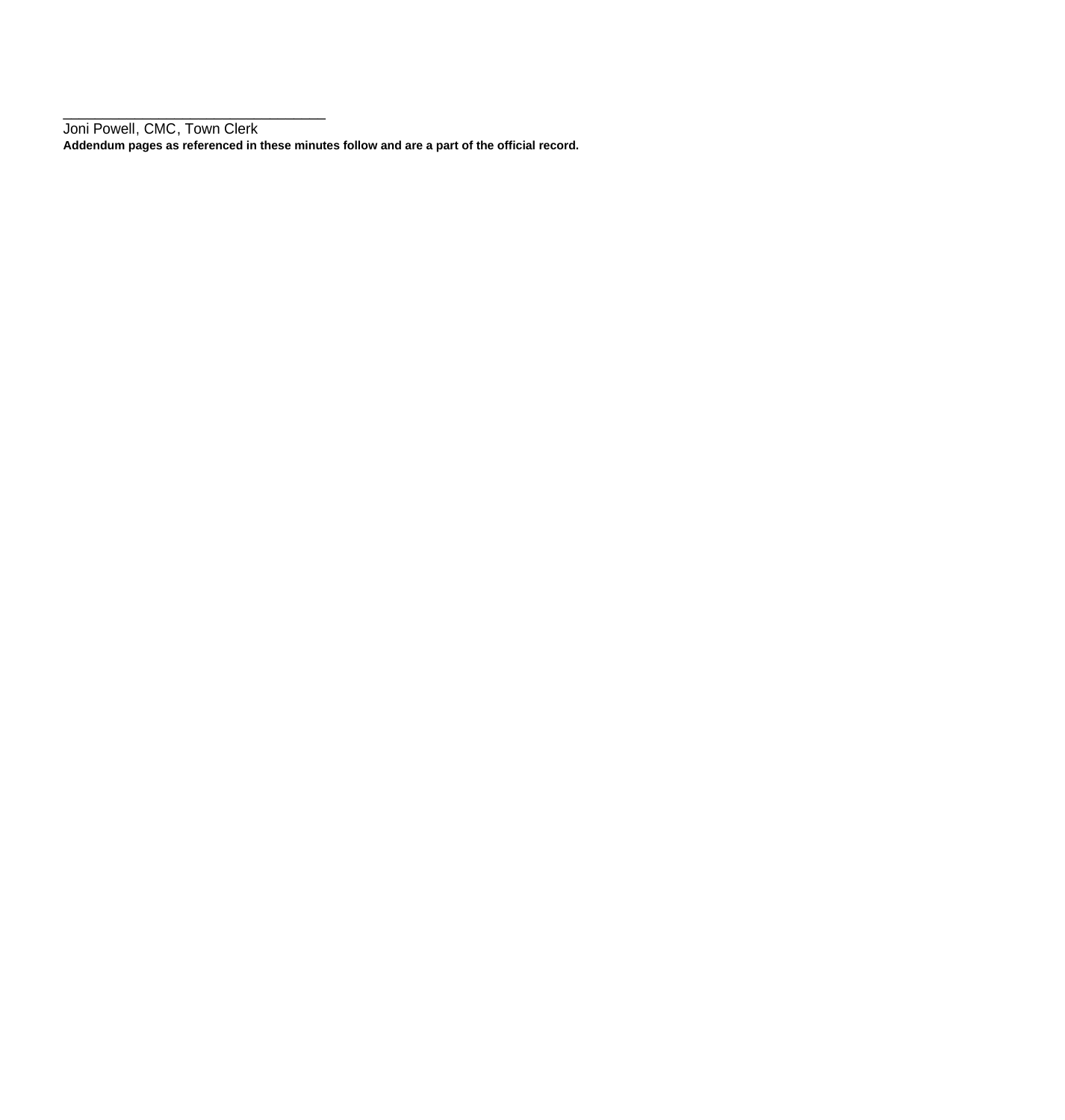\_\_\_\_\_\_\_\_\_\_\_\_\_\_\_\_\_\_\_\_\_\_\_\_\_\_\_\_\_\_\_\_

Joni Powell, CMC, Town Clerk

**Addendum pages as referenced in these minutes follow and are a part of the official record.**